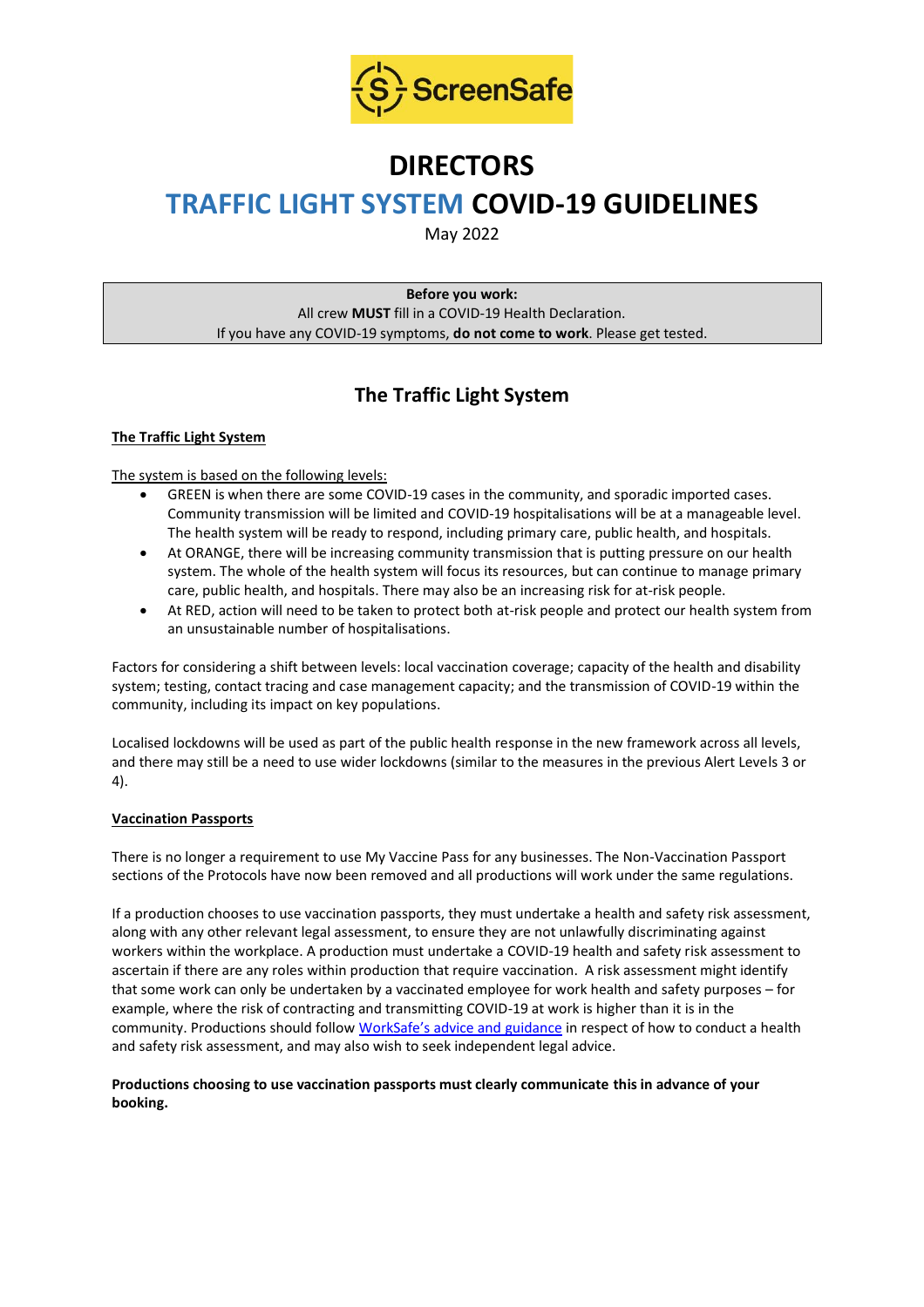ScreenSafe

# DIRECTORS

# TRAFFIC LIGHT SYSTEM COVID-19 GUIDELINES

May 2022

**Before you work:**
All crew **MUST** fill in a COVID-19 Health Declaration.
If you have any COVID-19 symptoms, **do not come to work**. Please get tested.

## The Traffic Light System

### The Traffic Light System

The system is based on the following levels:

- GREEN is when there are some COVID-19 cases in the community, and sporadic imported cases. Community transmission will be limited and COVID-19 hospitalisations will be at a manageable level. The health system will be ready to respond, including primary care, public health, and hospitals.
- At ORANGE, there will be increasing community transmission that is putting pressure on our health system. The whole of the health system will focus its resources, but can continue to manage primary care, public health, and hospitals. There may also be an increasing risk for at-risk people.
- At RED, action will need to be taken to protect both at-risk people and protect our health system from an unsustainable number of hospitalisations.

Factors for considering a shift between levels: local vaccination coverage; capacity of the health and disability system; testing, contact tracing and case management capacity; and the transmission of COVID-19 within the community, including its impact on key populations.

Localised lockdowns will be used as part of the public health response in the new framework across all levels, and there may still be a need to use wider lockdowns (similar to the measures in the previous Alert Levels 3 or 4).

### Vaccination Passports

There is no longer a requirement to use My Vaccine Pass for any businesses. The Non-Vaccination Passport sections of the Protocols have now been removed and all productions will work under the same regulations.

If a production chooses to use vaccination passports, they must undertake a health and safety risk assessment, along with any other relevant legal assessment, to ensure they are not unlawfully discriminating against workers within the workplace. A production must undertake a COVID-19 health and safety risk assessment to ascertain if there are any roles within production that require vaccination. A risk assessment might identify that some work can only be undertaken by a vaccinated employee for work health and safety purposes – for example, where the risk of contracting and transmitting COVID-19 at work is higher than it is in the community. Productions should follow WorkSafe's advice and guidance in respect of how to conduct a health and safety risk assessment, and may also wish to seek independent legal advice.

**Productions choosing to use vaccination passports must clearly communicate this in advance of your booking.**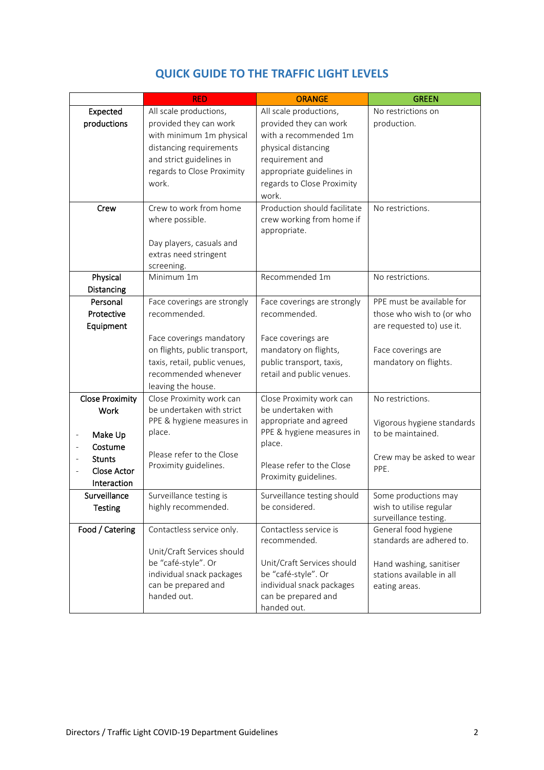## QUICK GUIDE TO THE TRAFFIC LIGHT LEVELS

| | RED | ORANGE | GREEN |
|---|---|---|---|
| **Expected productions** | All scale productions, provided they can work with minimum 1m physical distancing requirements and strict guidelines in regards to Close Proximity work. | All scale productions, provided they can work with a recommended 1m physical distancing requirement and appropriate guidelines in regards to Close Proximity work. | No restrictions on production. |
| **Crew** | Crew to work from home where possible.<br><br>Day players, casuals and extras need stringent screening. | Production should facilitate crew working from home if appropriate. | No restrictions. |
| **Physical Distancing** | Minimum 1m | Recommended 1m | No restrictions. |
| **Personal Protective Equipment** | Face coverings are strongly recommended.<br><br>Face coverings mandatory on flights, public transport, taxis, retail, public venues, recommended whenever leaving the house. | Face coverings are strongly recommended.<br><br>Face coverings are mandatory on flights, public transport, taxis, retail and public venues. | PPE must be available for those who wish to (or who are requested to) use it.<br><br>Face coverings are mandatory on flights. |
| **Close Proximity Work**<br><br>- Make Up<br>- Costume<br>- Stunts<br>- Close Actor Interaction | Close Proximity work can be undertaken with strict PPE & hygiene measures in place.<br><br>Please refer to the Close Proximity guidelines. | Close Proximity work can be undertaken with appropriate and agreed PPE & hygiene measures in place.<br><br>Please refer to the Close Proximity guidelines. | No restrictions.<br><br>Vigorous hygiene standards to be maintained.<br><br>Crew may be asked to wear PPE. |
| **Surveillance Testing** | Surveillance testing is highly recommended. | Surveillance testing should be considered. | Some productions may wish to utilise regular surveillance testing. |
| **Food / Catering** | Contactless service only.<br><br>Unit/Craft Services should be "café-style". Or individual snack packages can be prepared and handed out. | Contactless service is recommended.<br><br>Unit/Craft Services should be "café-style". Or individual snack packages can be prepared and handed out. | General food hygiene standards are adhered to.<br><br>Hand washing, sanitiser stations available in all eating areas. |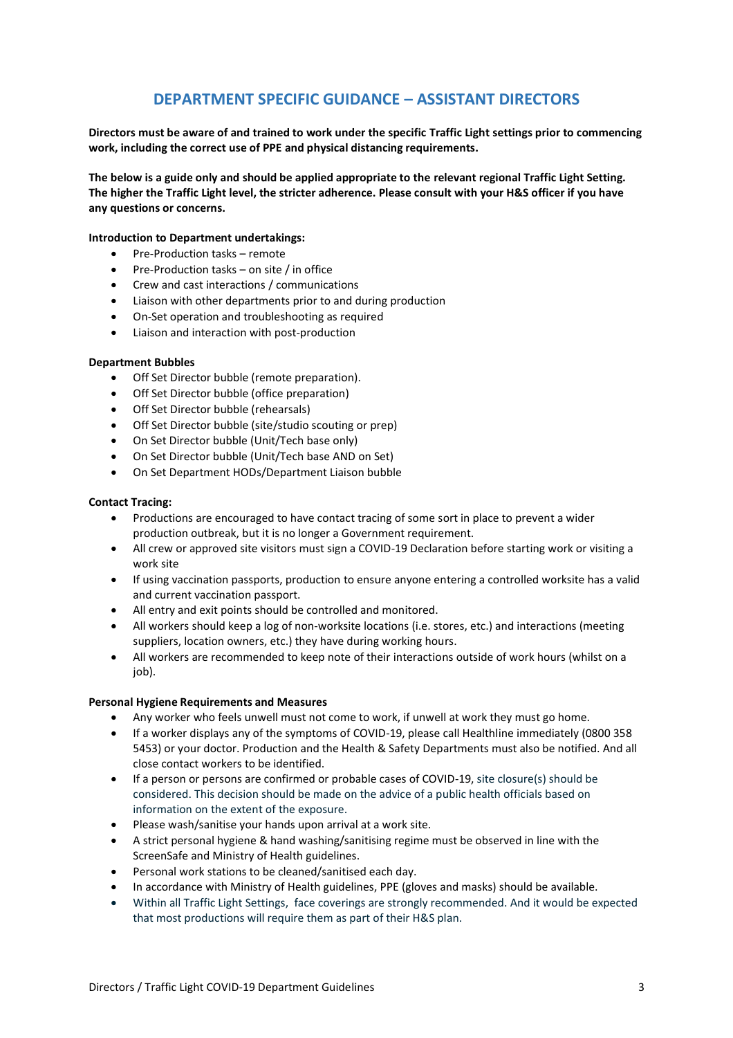## DEPARTMENT SPECIFIC GUIDANCE – ASSISTANT DIRECTORS

**Directors must be aware of and trained to work under the specific Traffic Light settings prior to commencing work, including the correct use of PPE and physical distancing requirements.**

**The below is a guide only and should be applied appropriate to the relevant regional Traffic Light Setting. The higher the Traffic Light level, the stricter adherence. Please consult with your H&S officer if you have any questions or concerns.**

**Introduction to Department undertakings:**

- Pre-Production tasks – remote
- Pre-Production tasks – on site / in office
- Crew and cast interactions / communications
- Liaison with other departments prior to and during production
- On-Set operation and troubleshooting as required
- Liaison and interaction with post-production

**Department Bubbles**

- Off Set Director bubble (remote preparation).
- Off Set Director bubble (office preparation)
- Off Set Director bubble (rehearsals)
- Off Set Director bubble (site/studio scouting or prep)
- On Set Director bubble (Unit/Tech base only)
- On Set Director bubble (Unit/Tech base AND on Set)
- On Set Department HODs/Department Liaison bubble

**Contact Tracing:**

- Productions are encouraged to have contact tracing of some sort in place to prevent a wider production outbreak, but it is no longer a Government requirement.
- All crew or approved site visitors must sign a COVID-19 Declaration before starting work or visiting a work site
- If using vaccination passports, production to ensure anyone entering a controlled worksite has a valid and current vaccination passport.
- All entry and exit points should be controlled and monitored.
- All workers should keep a log of non-worksite locations (i.e. stores, etc.) and interactions (meeting suppliers, location owners, etc.) they have during working hours.
- All workers are recommended to keep note of their interactions outside of work hours (whilst on a job).

**Personal Hygiene Requirements and Measures**

- Any worker who feels unwell must not come to work, if unwell at work they must go home.
- If a worker displays any of the symptoms of COVID-19, please call Healthline immediately (0800 358 5453) or your doctor. Production and the Health & Safety Departments must also be notified. And all close contact workers to be identified.
- If a person or persons are confirmed or probable cases of COVID-19, site closure(s) should be considered. This decision should be made on the advice of a public health officials based on information on the extent of the exposure.
- Please wash/sanitise your hands upon arrival at a work site.
- A strict personal hygiene & hand washing/sanitising regime must be observed in line with the ScreenSafe and Ministry of Health guidelines.
- Personal work stations to be cleaned/sanitised each day.
- In accordance with Ministry of Health guidelines, PPE (gloves and masks) should be available.
- Within all Traffic Light Settings, face coverings are strongly recommended. And it would be expected that most productions will require them as part of their H&S plan.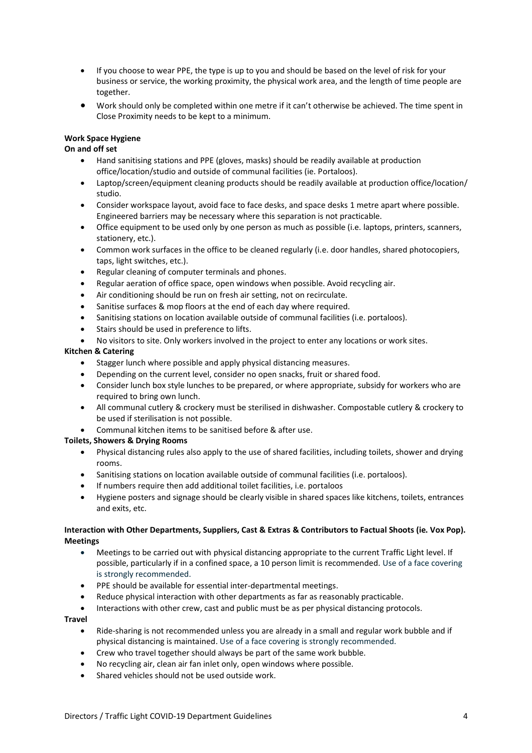- If you choose to wear PPE, the type is up to you and should be based on the level of risk for your business or service, the working proximity, the physical work area, and the length of time people are together.
- Work should only be completed within one metre if it can't otherwise be achieved. The time spent in Close Proximity needs to be kept to a minimum.

**Work Space Hygiene**

**On and off set**

- Hand sanitising stations and PPE (gloves, masks) should be readily available at production office/location/studio and outside of communal facilities (ie. Portaloos).
- Laptop/screen/equipment cleaning products should be readily available at production office/location/ studio.
- Consider workspace layout, avoid face to face desks, and space desks 1 metre apart where possible. Engineered barriers may be necessary where this separation is not practicable.
- Office equipment to be used only by one person as much as possible (i.e. laptops, printers, scanners, stationery, etc.).
- Common work surfaces in the office to be cleaned regularly (i.e. door handles, shared photocopiers, taps, light switches, etc.).
- Regular cleaning of computer terminals and phones.
- Regular aeration of office space, open windows when possible. Avoid recycling air.
- Air conditioning should be run on fresh air setting, not on recirculate.
- Sanitise surfaces & mop floors at the end of each day where required.
- Sanitising stations on location available outside of communal facilities (i.e. portaloos).
- Stairs should be used in preference to lifts.
- No visitors to site. Only workers involved in the project to enter any locations or work sites.

**Kitchen & Catering**

- Stagger lunch where possible and apply physical distancing measures.
- Depending on the current level, consider no open snacks, fruit or shared food.
- Consider lunch box style lunches to be prepared, or where appropriate, subsidy for workers who are required to bring own lunch.
- All communal cutlery & crockery must be sterilised in dishwasher. Compostable cutlery & crockery to be used if sterilisation is not possible.
- Communal kitchen items to be sanitised before & after use.

**Toilets, Showers & Drying Rooms**

- Physical distancing rules also apply to the use of shared facilities, including toilets, shower and drying rooms.
- Sanitising stations on location available outside of communal facilities (i.e. portaloos).
- If numbers require then add additional toilet facilities, i.e. portaloos
- Hygiene posters and signage should be clearly visible in shared spaces like kitchens, toilets, entrances and exits, etc.

**Interaction with Other Departments, Suppliers, Cast & Extras & Contributors to Factual Shoots (ie. Vox Pop).**

**Meetings**

- Meetings to be carried out with physical distancing appropriate to the current Traffic Light level. If possible, particularly if in a confined space, a 10 person limit is recommended. Use of a face covering is strongly recommended.
- PPE should be available for essential inter-departmental meetings.
- Reduce physical interaction with other departments as far as reasonably practicable.
- Interactions with other crew, cast and public must be as per physical distancing protocols.

**Travel**

- Ride-sharing is not recommended unless you are already in a small and regular work bubble and if physical distancing is maintained. Use of a face covering is strongly recommended.
- Crew who travel together should always be part of the same work bubble.
- No recycling air, clean air fan inlet only, open windows where possible.
- Shared vehicles should not be used outside work.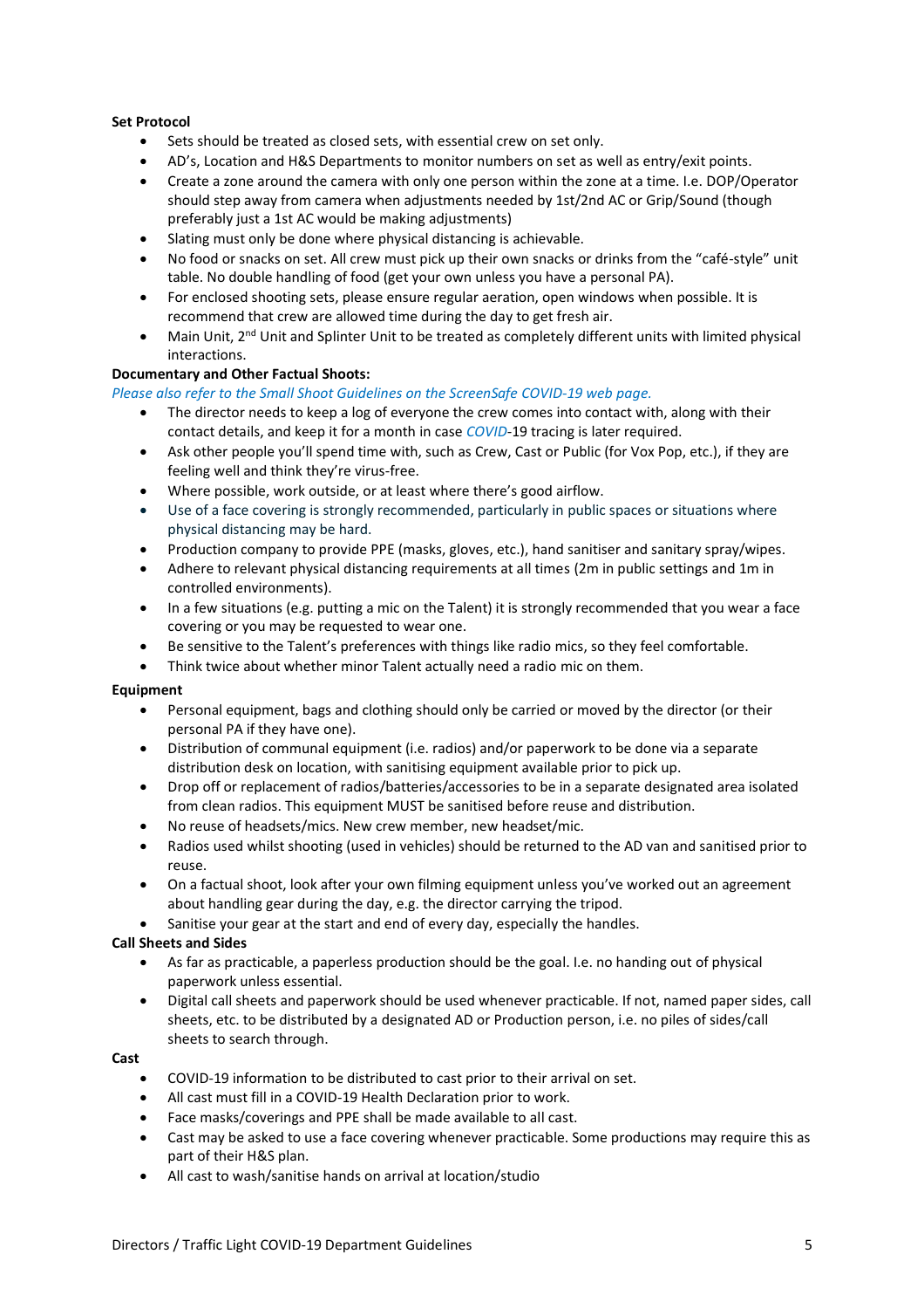**Set Protocol**

- Sets should be treated as closed sets, with essential crew on set only.
- AD's, Location and H&S Departments to monitor numbers on set as well as entry/exit points.
- Create a zone around the camera with only one person within the zone at a time. I.e. DOP/Operator should step away from camera when adjustments needed by 1st/2nd AC or Grip/Sound (though preferably just a 1st AC would be making adjustments)
- Slating must only be done where physical distancing is achievable.
- No food or snacks on set. All crew must pick up their own snacks or drinks from the "café-style" unit table. No double handling of food (get your own unless you have a personal PA).
- For enclosed shooting sets, please ensure regular aeration, open windows when possible. It is recommend that crew are allowed time during the day to get fresh air.
- Main Unit, 2nd Unit and Splinter Unit to be treated as completely different units with limited physical interactions.

**Documentary and Other Factual Shoots:**

*Please also refer to the Small Shoot Guidelines on the ScreenSafe COVID-19 web page.*

- The director needs to keep a log of everyone the crew comes into contact with, along with their contact details, and keep it for a month in case *COVID*-19 tracing is later required.
- Ask other people you'll spend time with, such as Crew, Cast or Public (for Vox Pop, etc.), if they are feeling well and think they're virus-free.
- Where possible, work outside, or at least where there's good airflow.
- Use of a face covering is strongly recommended, particularly in public spaces or situations where physical distancing may be hard.
- Production company to provide PPE (masks, gloves, etc.), hand sanitiser and sanitary spray/wipes.
- Adhere to relevant physical distancing requirements at all times (2m in public settings and 1m in controlled environments).
- In a few situations (e.g. putting a mic on the Talent) it is strongly recommended that you wear a face covering or you may be requested to wear one.
- Be sensitive to the Talent's preferences with things like radio mics, so they feel comfortable.
- Think twice about whether minor Talent actually need a radio mic on them.

**Equipment**

- Personal equipment, bags and clothing should only be carried or moved by the director (or their personal PA if they have one).
- Distribution of communal equipment (i.e. radios) and/or paperwork to be done via a separate distribution desk on location, with sanitising equipment available prior to pick up.
- Drop off or replacement of radios/batteries/accessories to be in a separate designated area isolated from clean radios. This equipment MUST be sanitised before reuse and distribution.
- No reuse of headsets/mics. New crew member, new headset/mic.
- Radios used whilst shooting (used in vehicles) should be returned to the AD van and sanitised prior to reuse.
- On a factual shoot, look after your own filming equipment unless you've worked out an agreement about handling gear during the day, e.g. the director carrying the tripod.
- Sanitise your gear at the start and end of every day, especially the handles.

**Call Sheets and Sides**

- As far as practicable, a paperless production should be the goal. I.e. no handing out of physical paperwork unless essential.
- Digital call sheets and paperwork should be used whenever practicable. If not, named paper sides, call sheets, etc. to be distributed by a designated AD or Production person, i.e. no piles of sides/call sheets to search through.

**Cast**

- COVID-19 information to be distributed to cast prior to their arrival on set.
- All cast must fill in a COVID-19 Health Declaration prior to work.
- Face masks/coverings and PPE shall be made available to all cast.
- Cast may be asked to use a face covering whenever practicable. Some productions may require this as part of their H&S plan.
- All cast to wash/sanitise hands on arrival at location/studio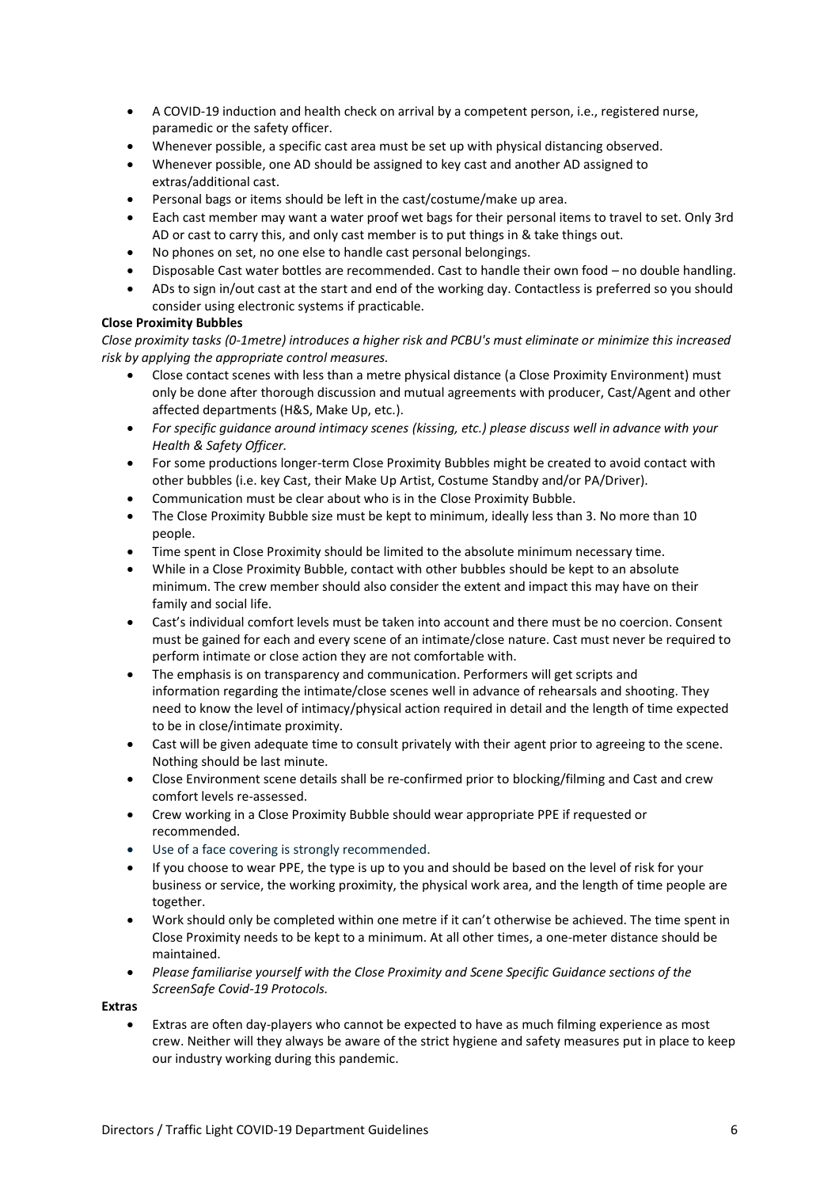- A COVID-19 induction and health check on arrival by a competent person, i.e., registered nurse, paramedic or the safety officer.
- Whenever possible, a specific cast area must be set up with physical distancing observed.
- Whenever possible, one AD should be assigned to key cast and another AD assigned to extras/additional cast.
- Personal bags or items should be left in the cast/costume/make up area.
- Each cast member may want a water proof wet bags for their personal items to travel to set. Only 3rd AD or cast to carry this, and only cast member is to put things in & take things out.
- No phones on set, no one else to handle cast personal belongings.
- Disposable Cast water bottles are recommended. Cast to handle their own food – no double handling.
- ADs to sign in/out cast at the start and end of the working day. Contactless is preferred so you should consider using electronic systems if practicable.

**Close Proximity Bubbles**

*Close proximity tasks (0-1metre) introduces a higher risk and PCBU's must eliminate or minimize this increased risk by applying the appropriate control measures.*

- Close contact scenes with less than a metre physical distance (a Close Proximity Environment) must only be done after thorough discussion and mutual agreements with producer, Cast/Agent and other affected departments (H&S, Make Up, etc.).
- *For specific guidance around intimacy scenes (kissing, etc.) please discuss well in advance with your Health & Safety Officer.*
- For some productions longer-term Close Proximity Bubbles might be created to avoid contact with other bubbles (i.e. key Cast, their Make Up Artist, Costume Standby and/or PA/Driver).
- Communication must be clear about who is in the Close Proximity Bubble.
- The Close Proximity Bubble size must be kept to minimum, ideally less than 3. No more than 10 people.
- Time spent in Close Proximity should be limited to the absolute minimum necessary time.
- While in a Close Proximity Bubble, contact with other bubbles should be kept to an absolute minimum. The crew member should also consider the extent and impact this may have on their family and social life.
- Cast's individual comfort levels must be taken into account and there must be no coercion. Consent must be gained for each and every scene of an intimate/close nature. Cast must never be required to perform intimate or close action they are not comfortable with.
- The emphasis is on transparency and communication. Performers will get scripts and information regarding the intimate/close scenes well in advance of rehearsals and shooting. They need to know the level of intimacy/physical action required in detail and the length of time expected to be in close/intimate proximity.
- Cast will be given adequate time to consult privately with their agent prior to agreeing to the scene. Nothing should be last minute.
- Close Environment scene details shall be re-confirmed prior to blocking/filming and Cast and crew comfort levels re-assessed.
- Crew working in a Close Proximity Bubble should wear appropriate PPE if requested or recommended.
- Use of a face covering is strongly recommended.
- If you choose to wear PPE, the type is up to you and should be based on the level of risk for your business or service, the working proximity, the physical work area, and the length of time people are together.
- Work should only be completed within one metre if it can't otherwise be achieved. The time spent in Close Proximity needs to be kept to a minimum. At all other times, a one-meter distance should be maintained.
- *Please familiarise yourself with the Close Proximity and Scene Specific Guidance sections of the ScreenSafe Covid-19 Protocols.*

**Extras**

- Extras are often day-players who cannot be expected to have as much filming experience as most crew. Neither will they always be aware of the strict hygiene and safety measures put in place to keep our industry working during this pandemic.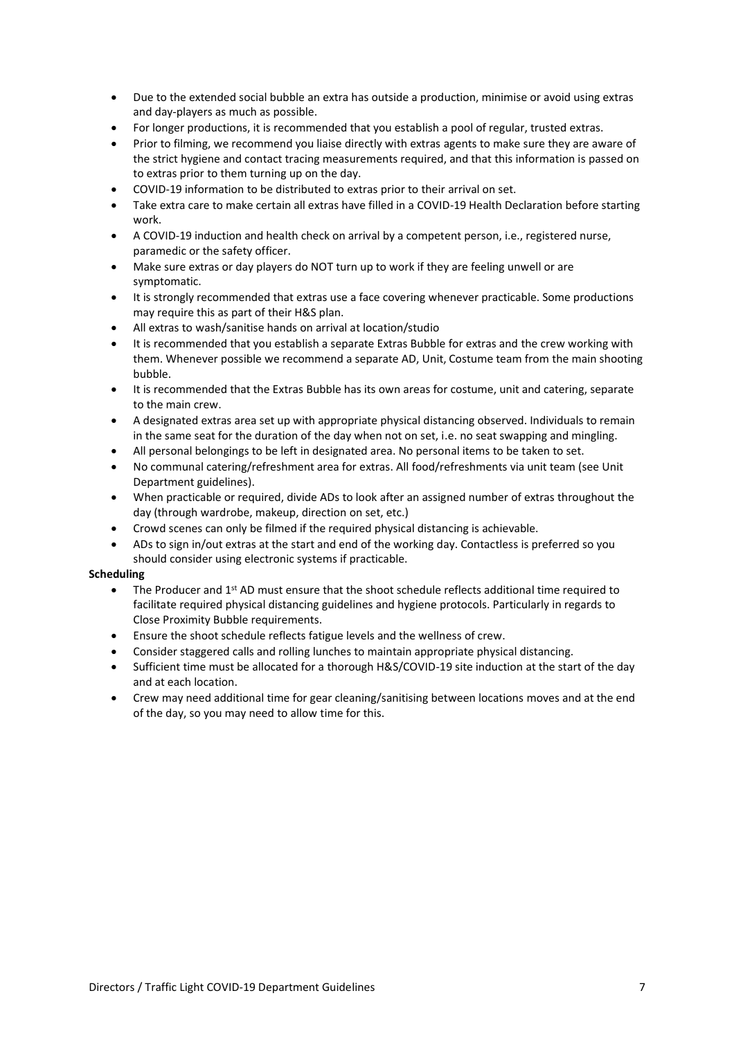- Due to the extended social bubble an extra has outside a production, minimise or avoid using extras and day-players as much as possible.
- For longer productions, it is recommended that you establish a pool of regular, trusted extras.
- Prior to filming, we recommend you liaise directly with extras agents to make sure they are aware of the strict hygiene and contact tracing measurements required, and that this information is passed on to extras prior to them turning up on the day.
- COVID-19 information to be distributed to extras prior to their arrival on set.
- Take extra care to make certain all extras have filled in a COVID-19 Health Declaration before starting work.
- A COVID-19 induction and health check on arrival by a competent person, i.e., registered nurse, paramedic or the safety officer.
- Make sure extras or day players do NOT turn up to work if they are feeling unwell or are symptomatic.
- It is strongly recommended that extras use a face covering whenever practicable. Some productions may require this as part of their H&S plan.
- All extras to wash/sanitise hands on arrival at location/studio
- It is recommended that you establish a separate Extras Bubble for extras and the crew working with them. Whenever possible we recommend a separate AD, Unit, Costume team from the main shooting bubble.
- It is recommended that the Extras Bubble has its own areas for costume, unit and catering, separate to the main crew.
- A designated extras area set up with appropriate physical distancing observed. Individuals to remain in the same seat for the duration of the day when not on set, i.e. no seat swapping and mingling.
- All personal belongings to be left in designated area. No personal items to be taken to set.
- No communal catering/refreshment area for extras. All food/refreshments via unit team (see Unit Department guidelines).
- When practicable or required, divide ADs to look after an assigned number of extras throughout the day (through wardrobe, makeup, direction on set, etc.)
- Crowd scenes can only be filmed if the required physical distancing is achievable.
- ADs to sign in/out extras at the start and end of the working day. Contactless is preferred so you should consider using electronic systems if practicable.

**Scheduling**

- The Producer and 1st AD must ensure that the shoot schedule reflects additional time required to facilitate required physical distancing guidelines and hygiene protocols. Particularly in regards to Close Proximity Bubble requirements.
- Ensure the shoot schedule reflects fatigue levels and the wellness of crew.
- Consider staggered calls and rolling lunches to maintain appropriate physical distancing.
- Sufficient time must be allocated for a thorough H&S/COVID-19 site induction at the start of the day and at each location.
- Crew may need additional time for gear cleaning/sanitising between locations moves and at the end of the day, so you may need to allow time for this.